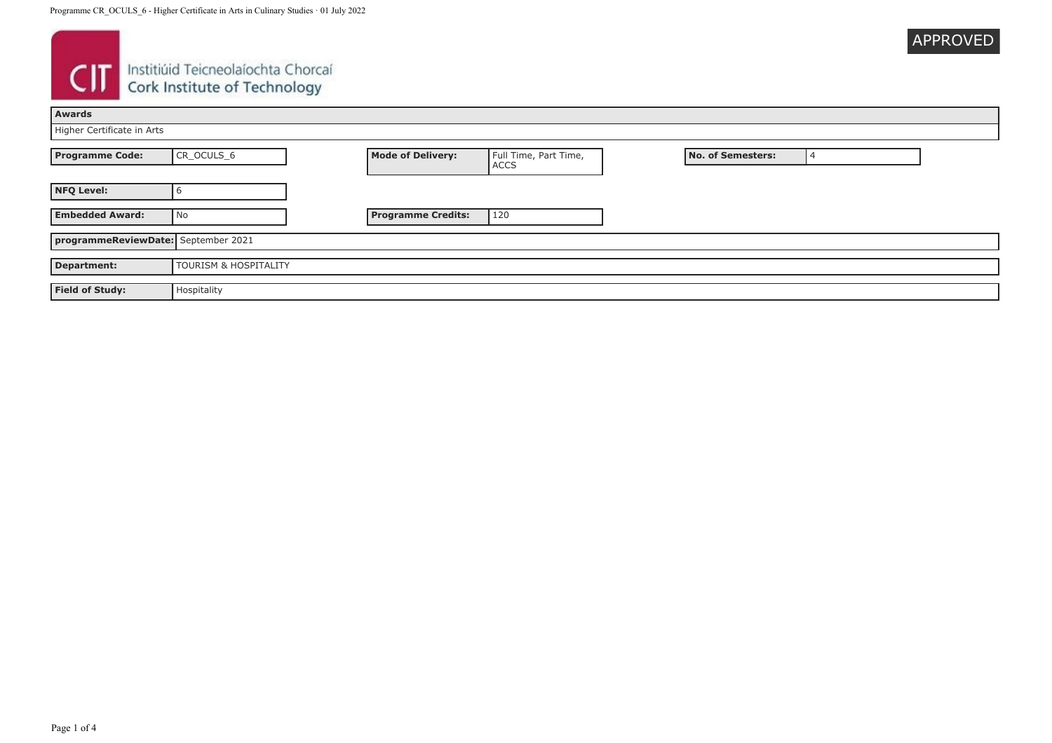Institiúid Teicneolaíochta Chorcaí
Cork Institute of Technology

APPROVED

| Awards |
| --- |
| Higher Certificate in Arts |

| | | | | | |
| --- | --- | --- | --- | --- | --- |
| **Programme Code:** | CR_OCULS_6 | **Mode of Delivery:** | Full Time, Part Time, ACCS | **No. of Semesters:** | 4 |
| **NFQ Level:** | 6 | | | | |
| **Embedded Award:** | No | **Programme Credits:** | 120 | | |

| | |
| --- | --- |
| **programmeReviewDate:** | September 2021 |
| **Department:** | TOURISM & HOSPITALITY |
| **Field of Study:** | Hospitality |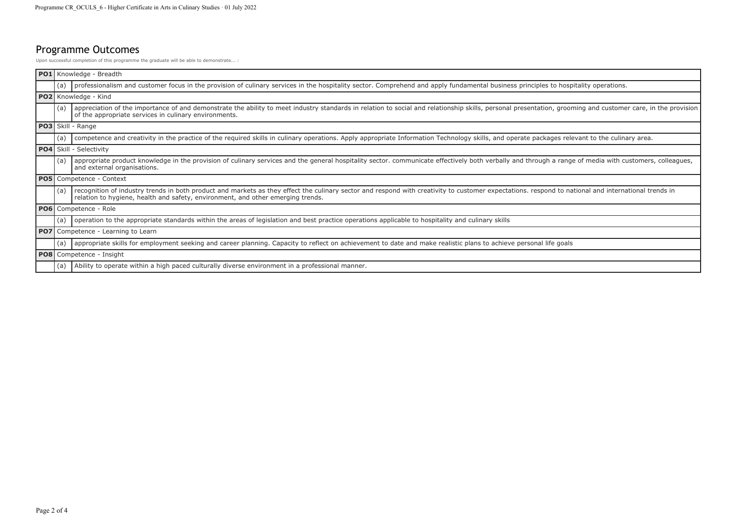## Programme Outcomes

Upon successful completion of this programme the graduate will be able to demonstrate... :

| | | |
|---|---|---|
| **PO1** | Knowledge - Breadth | |
| | (a) | professionalism and customer focus in the provision of culinary services in the hospitality sector. Comprehend and apply fundamental business principles to hospitality operations. |
| **PO2** | Knowledge - Kind | |
| | (a) | appreciation of the importance of and demonstrate the ability to meet industry standards in relation to social and relationship skills, personal presentation, grooming and customer care, in the provision of the appropriate services in culinary environments. |
| **PO3** | Skill - Range | |
| | (a) | competence and creativity in the practice of the required skills in culinary operations. Apply appropriate Information Technology skills, and operate packages relevant to the culinary area. |
| **PO4** | Skill - Selectivity | |
| | (a) | appropriate product knowledge in the provision of culinary services and the general hospitality sector. communicate effectively both verbally and through a range of media with customers, colleagues, and external organisations. |
| **PO5** | Competence - Context | |
| | (a) | recognition of industry trends in both product and markets as they effect the culinary sector and respond with creativity to customer expectations. respond to national and international trends in relation to hygiene, health and safety, environment, and other emerging trends. |
| **PO6** | Competence - Role | |
| | (a) | operation to the appropriate standards within the areas of legislation and best practice operations applicable to hospitality and culinary skills |
| **PO7** | Competence - Learning to Learn | |
| | (a) | appropriate skills for employment seeking and career planning. Capacity to reflect on achievement to date and make realistic plans to achieve personal life goals |
| **PO8** | Competence - Insight | |
| | (a) | Ability to operate within a high paced culturally diverse environment in a professional manner. |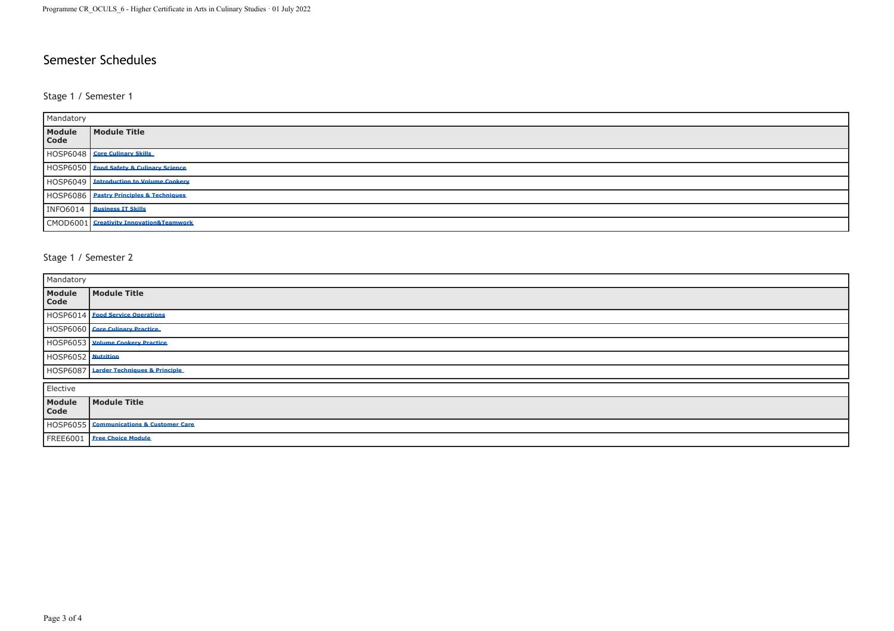# Semester Schedules

## Stage 1 / Semester 1

| Mandatory | |
|---|---|
| **Module Code** | **Module Title** |
| HOSP6048 | Core Culinary Skills |
| HOSP6050 | Food Safety & Culinary Science |
| HOSP6049 | Introduction to Volume Cookery |
| HOSP6086 | Pastry Principles & Techniques |
| INFO6014 | Business IT Skills |
| CMOD6001 | Creativity Innovation&Teamwork |

## Stage 1 / Semester 2

| Mandatory | |
|---|---|
| **Module Code** | **Module Title** |
| HOSP6014 | Food Service Operations |
| HOSP6060 | Core Culinary Practice |
| HOSP6053 | Volume Cookery Practice |
| HOSP6052 | Nutrition |
| HOSP6087 | Larder Techniques & Principle |

| Elective | |
|---|---|
| **Module Code** | **Module Title** |
| HOSP6055 | Communications & Customer Care |
| FREE6001 | Free Choice Module |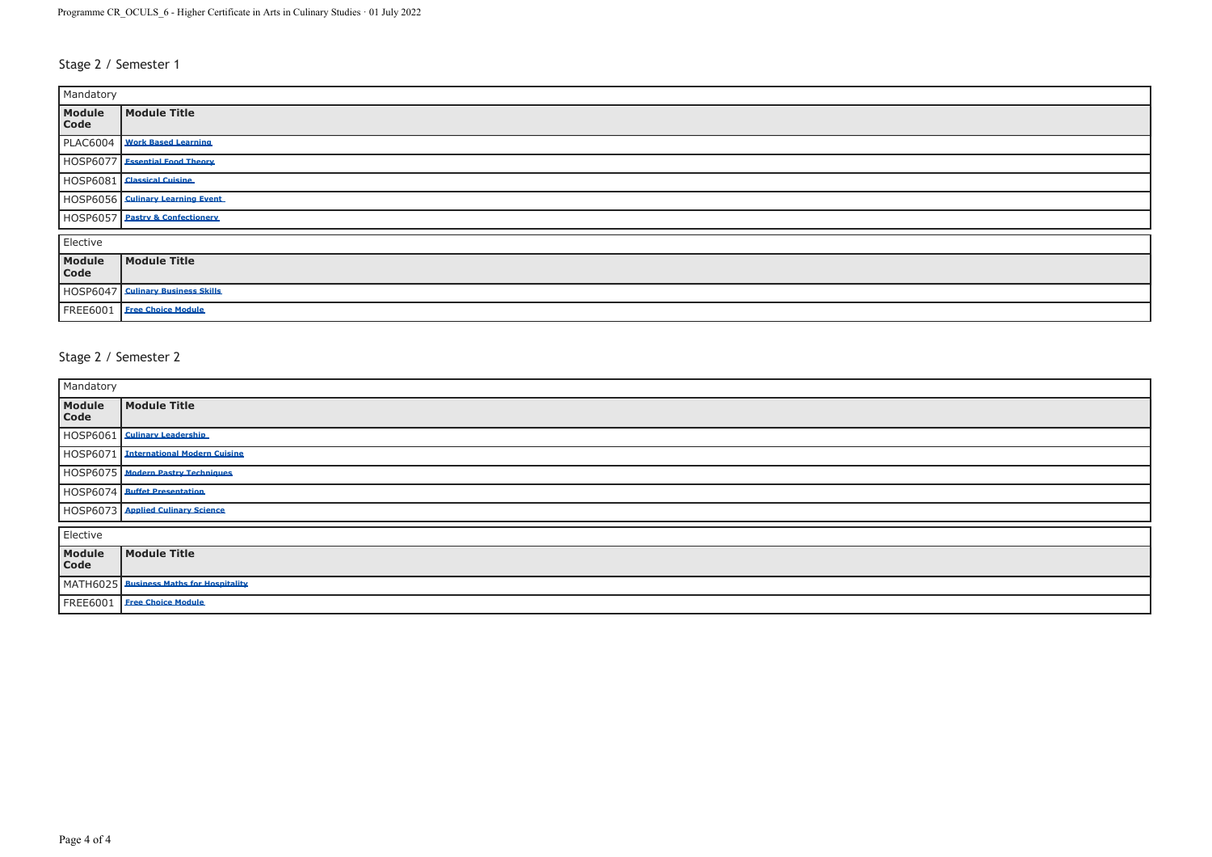## Stage 2 / Semester 1

| Mandatory | |
|---|---|
| **Module Code** | **Module Title** |
| PLAC6004 | Work Based Learning |
| HOSP6077 | Essential Food Theory |
| HOSP6081 | Classical Cuisine |
| HOSP6056 | Culinary Learning Event |
| HOSP6057 | Pastry & Confectionery |

| Elective | |
|---|---|
| **Module Code** | **Module Title** |
| HOSP6047 | Culinary Business Skills |
| FREE6001 | Free Choice Module |

## Stage 2 / Semester 2

| Mandatory | |
|---|---|
| **Module Code** | **Module Title** |
| HOSP6061 | Culinary Leadership |
| HOSP6071 | International Modern Cuisine |
| HOSP6075 | Modern Pastry Techniques |
| HOSP6074 | Buffet Presentation |
| HOSP6073 | Applied Culinary Science |

| Elective | |
|---|---|
| **Module Code** | **Module Title** |
| MATH6025 | Business Maths for Hospitality |
| FREE6001 | Free Choice Module |